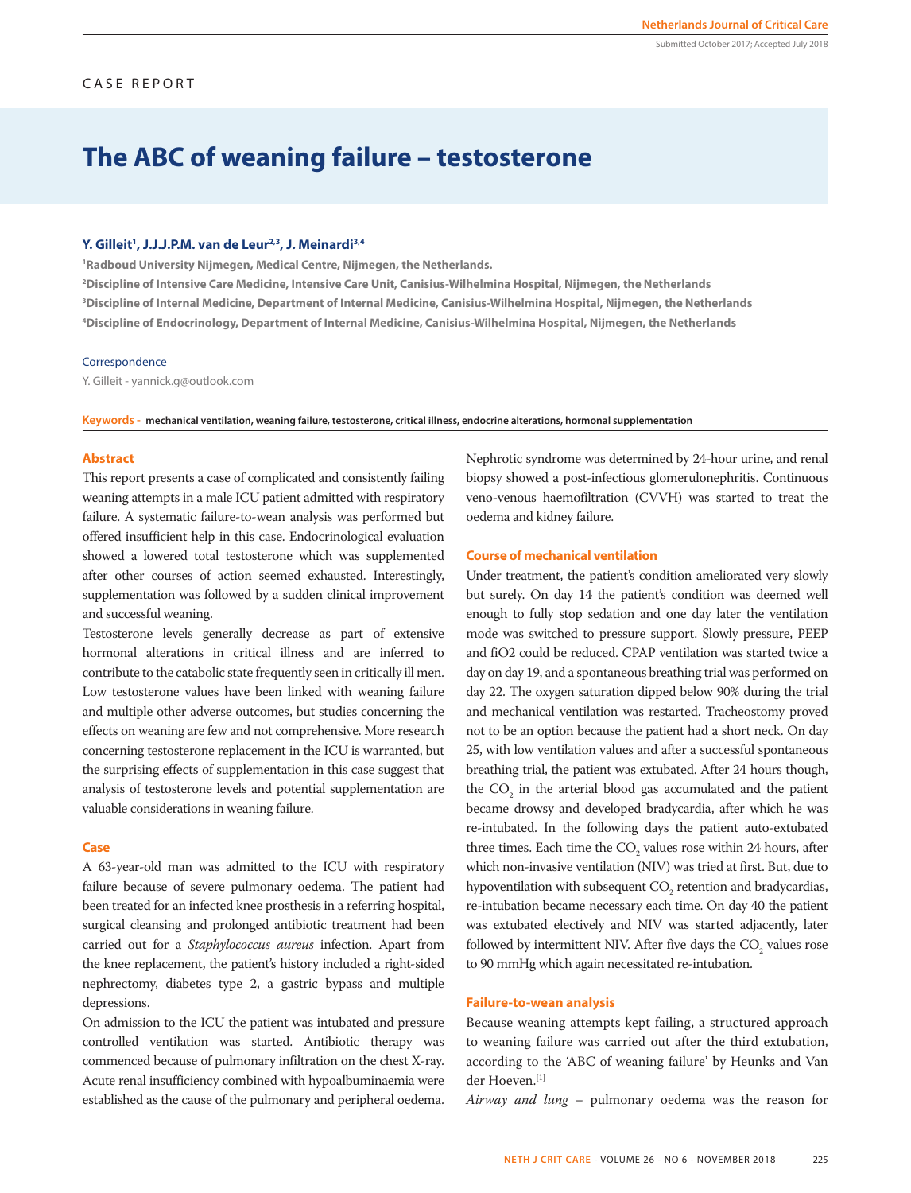CASE REPORT

# The ABC of weaning failure – testosterone

**Y. Gilleit[1], J.J.J.P.M. van de Leur[2,3], J. Meinardi[3,4]**

[1]Radboud University Nijmegen, Medical Centre, Nijmegen, the Netherlands.
[2]Discipline of Intensive Care Medicine, Intensive Care Unit, Canisius-Wilhelmina Hospital, Nijmegen, the Netherlands
[3]Discipline of Internal Medicine, Department of Internal Medicine, Canisius-Wilhelmina Hospital, Nijmegen, the Netherlands
[4]Discipline of Endocrinology, Department of Internal Medicine, Canisius-Wilhelmina Hospital, Nijmegen, the Netherlands

Correspondence

Y. Gilleit - yannick.g@outlook.com

**Keywords -** mechanical ventilation, weaning failure, testosterone, critical illness, endocrine alterations, hormonal supplementation

## Abstract

This report presents a case of complicated and consistently failing weaning attempts in a male ICU patient admitted with respiratory failure. A systematic failure-to-wean analysis was performed but offered insufficient help in this case. Endocrinological evaluation showed a lowered total testosterone which was supplemented after other courses of action seemed exhausted. Interestingly, supplementation was followed by a sudden clinical improvement and successful weaning.

Testosterone levels generally decrease as part of extensive hormonal alterations in critical illness and are inferred to contribute to the catabolic state frequently seen in critically ill men. Low testosterone values have been linked with weaning failure and multiple other adverse outcomes, but studies concerning the effects on weaning are few and not comprehensive. More research concerning testosterone replacement in the ICU is warranted, but the surprising effects of supplementation in this case suggest that analysis of testosterone levels and potential supplementation are valuable considerations in weaning failure.

## Case

A 63-year-old man was admitted to the ICU with respiratory failure because of severe pulmonary oedema. The patient had been treated for an infected knee prosthesis in a referring hospital, surgical cleansing and prolonged antibiotic treatment had been carried out for a *Staphylococcus aureus* infection. Apart from the knee replacement, the patient's history included a right-sided nephrectomy, diabetes type 2, a gastric bypass and multiple depressions.

On admission to the ICU the patient was intubated and pressure controlled ventilation was started. Antibiotic therapy was commenced because of pulmonary infiltration on the chest X-ray. Acute renal insufficiency combined with hypoalbuminaemia were established as the cause of the pulmonary and peripheral oedema. Nephrotic syndrome was determined by 24-hour urine, and renal biopsy showed a post-infectious glomerulonephritis. Continuous veno-venous haemofiltration (CVVH) was started to treat the oedema and kidney failure.

## Course of mechanical ventilation

Under treatment, the patient's condition ameliorated very slowly but surely. On day 14 the patient's condition was deemed well enough to fully stop sedation and one day later the ventilation mode was switched to pressure support. Slowly pressure, PEEP and fiO2 could be reduced. CPAP ventilation was started twice a day on day 19, and a spontaneous breathing trial was performed on day 22. The oxygen saturation dipped below 90% during the trial and mechanical ventilation was restarted. Tracheostomy proved not to be an option because the patient had a short neck. On day 25, with low ventilation values and after a successful spontaneous breathing trial, the patient was extubated. After 24 hours though, the $CO_2$ in the arterial blood gas accumulated and the patient became drowsy and developed bradycardia, after which he was re-intubated. In the following days the patient auto-extubated three times. Each time the $CO_2$ values rose within 24 hours, after which non-invasive ventilation (NIV) was tried at first. But, due to hypoventilation with subsequent $CO_2$ retention and bradycardias, re-intubation became necessary each time. On day 40 the patient was extubated electively and NIV was started adjacently, later followed by intermittent NIV. After five days the $CO_2$ values rose to 90 mmHg which again necessitated re-intubation.

## Failure-to-wean analysis

Because weaning attempts kept failing, a structured approach to weaning failure was carried out after the third extubation, according to the 'ABC of weaning failure' by Heunks and Van der Hoeven.[1]

*Airway and lung* – pulmonary oedema was the reason for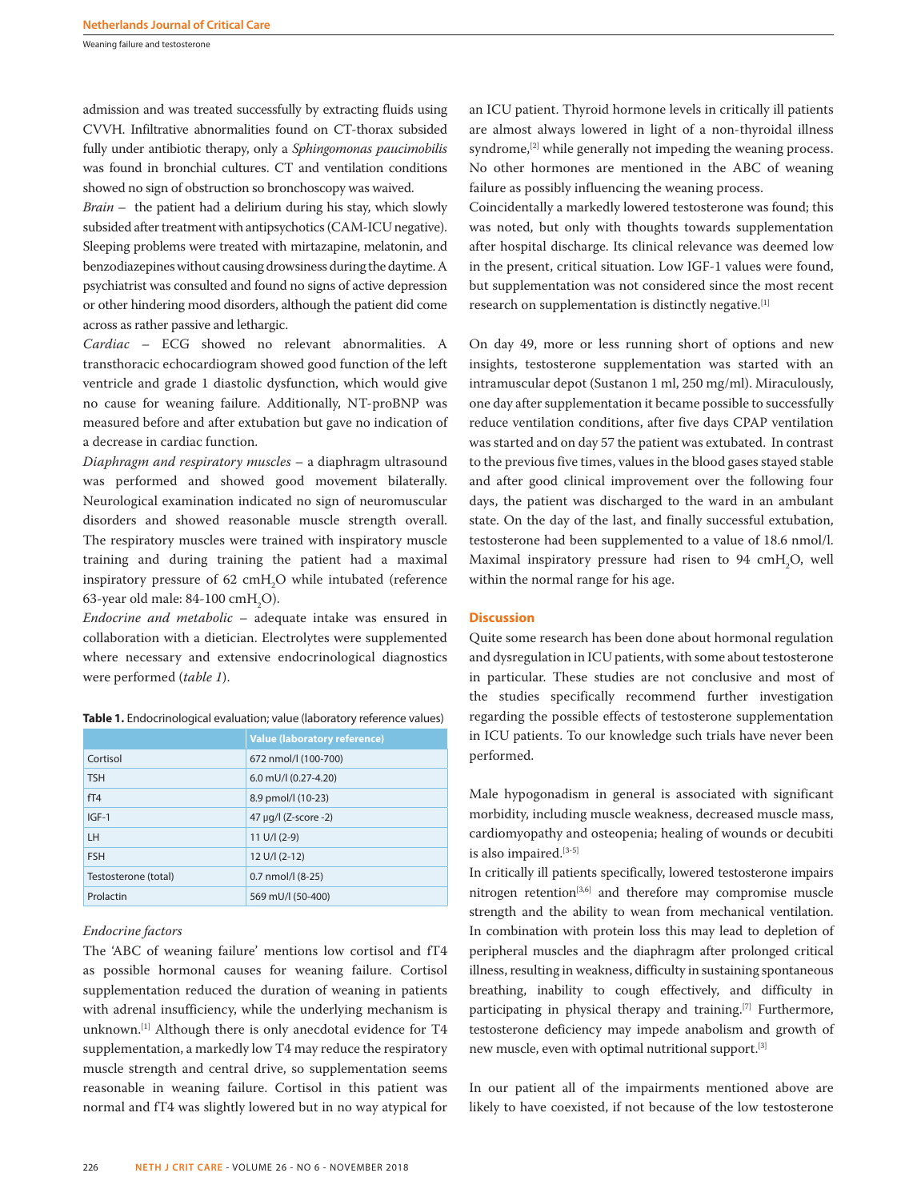admission and was treated successfully by extracting fluids using CVVH. Infiltrative abnormalities found on CT-thorax subsided fully under antibiotic therapy, only a *Sphingomonas paucimobilis* was found in bronchial cultures. CT and ventilation conditions showed no sign of obstruction so bronchoscopy was waived.

*Brain* – the patient had a delirium during his stay, which slowly subsided after treatment with antipsychotics (CAM-ICU negative). Sleeping problems were treated with mirtazapine, melatonin, and benzodiazepines without causing drowsiness during the daytime. A psychiatrist was consulted and found no signs of active depression or other hindering mood disorders, although the patient did come across as rather passive and lethargic.

*Cardiac* – ECG showed no relevant abnormalities. A transthoracic echocardiogram showed good function of the left ventricle and grade 1 diastolic dysfunction, which would give no cause for weaning failure. Additionally, NT-proBNP was measured before and after extubation but gave no indication of a decrease in cardiac function.

*Diaphragm and respiratory muscles* – a diaphragm ultrasound was performed and showed good movement bilaterally. Neurological examination indicated no sign of neuromuscular disorders and showed reasonable muscle strength overall. The respiratory muscles were trained with inspiratory muscle training and during training the patient had a maximal inspiratory pressure of 62 $cmH_2O$ while intubated (reference 63-year old male: 84-100 $cmH_2O$).

*Endocrine and metabolic* – adequate intake was ensured in collaboration with a dietician. Electrolytes were supplemented where necessary and extensive endocrinological diagnostics were performed (*table 1*).

**Table 1.** Endocrinological evaluation; value (laboratory reference values)

| | Value (laboratory reference) |
|---|---|
| Cortisol | 672 nmol/l (100-700) |
| TSH | 6.0 mU/l (0.27-4.20) |
| fT4 | 8.9 pmol/l (10-23) |
| IGF-1 | 47 μg/l (Z-score -2) |
| LH | 11 U/l (2-9) |
| FSH | 12 U/l (2-12) |
| Testosterone (total) | 0.7 nmol/l (8-25) |
| Prolactin | 569 mU/l (50-400) |

*Endocrine factors*

The 'ABC of weaning failure' mentions low cortisol and fT4 as possible hormonal causes for weaning failure. Cortisol supplementation reduced the duration of weaning in patients with adrenal insufficiency, while the underlying mechanism is unknown.[1] Although there is only anecdotal evidence for T4 supplementation, a markedly low T4 may reduce the respiratory muscle strength and central drive, so supplementation seems reasonable in weaning failure. Cortisol in this patient was normal and fT4 was slightly lowered but in no way atypical for an ICU patient. Thyroid hormone levels in critically ill patients are almost always lowered in light of a non-thyroidal illness syndrome,[2] while generally not impeding the weaning process. No other hormones are mentioned in the ABC of weaning failure as possibly influencing the weaning process.

Coincidentally a markedly lowered testosterone was found; this was noted, but only with thoughts towards supplementation after hospital discharge. Its clinical relevance was deemed low in the present, critical situation. Low IGF-1 values were found, but supplementation was not considered since the most recent research on supplementation is distinctly negative.[1]

On day 49, more or less running short of options and new insights, testosterone supplementation was started with an intramuscular depot (Sustanon 1 ml, 250 mg/ml). Miraculously, one day after supplementation it became possible to successfully reduce ventilation conditions, after five days CPAP ventilation was started and on day 57 the patient was extubated. In contrast to the previous five times, values in the blood gases stayed stable and after good clinical improvement over the following four days, the patient was discharged to the ward in an ambulant state. On the day of the last, and finally successful extubation, testosterone had been supplemented to a value of 18.6 nmol/l. Maximal inspiratory pressure had risen to 94 $cmH_2O$, well within the normal range for his age.

## Discussion

Quite some research has been done about hormonal regulation and dysregulation in ICU patients, with some about testosterone in particular. These studies are not conclusive and most of the studies specifically recommend further investigation regarding the possible effects of testosterone supplementation in ICU patients. To our knowledge such trials have never been performed.

Male hypogonadism in general is associated with significant morbidity, including muscle weakness, decreased muscle mass, cardiomyopathy and osteopenia; healing of wounds or decubiti is also impaired.[3-5]

In critically ill patients specifically, lowered testosterone impairs nitrogen retention[3,6] and therefore may compromise muscle strength and the ability to wean from mechanical ventilation. In combination with protein loss this may lead to depletion of peripheral muscles and the diaphragm after prolonged critical illness, resulting in weakness, difficulty in sustaining spontaneous breathing, inability to cough effectively, and difficulty in participating in physical therapy and training.[7] Furthermore, testosterone deficiency may impede anabolism and growth of new muscle, even with optimal nutritional support.[3]

In our patient all of the impairments mentioned above are likely to have coexisted, if not because of the low testosterone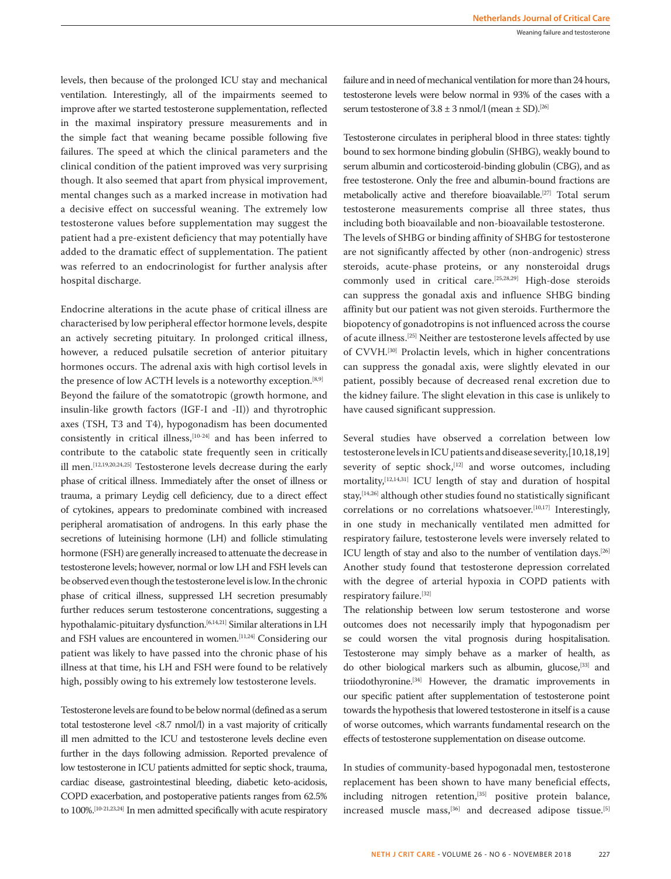levels, then because of the prolonged ICU stay and mechanical ventilation. Interestingly, all of the impairments seemed to improve after we started testosterone supplementation, reflected in the maximal inspiratory pressure measurements and in the simple fact that weaning became possible following five failures. The speed at which the clinical parameters and the clinical condition of the patient improved was very surprising though. It also seemed that apart from physical improvement, mental changes such as a marked increase in motivation had a decisive effect on successful weaning. The extremely low testosterone values before supplementation may suggest the patient had a pre-existent deficiency that may potentially have added to the dramatic effect of supplementation. The patient was referred to an endocrinologist for further analysis after hospital discharge.

Endocrine alterations in the acute phase of critical illness are characterised by low peripheral effector hormone levels, despite an actively secreting pituitary. In prolonged critical illness, however, a reduced pulsatile secretion of anterior pituitary hormones occurs. The adrenal axis with high cortisol levels in the presence of low ACTH levels is a noteworthy exception.[8,9] Beyond the failure of the somatotropic (growth hormone, and insulin-like growth factors (IGF-I and -II)) and thyrotrophic axes (TSH, T3 and T4), hypogonadism has been documented consistently in critical illness,[10-24] and has been inferred to contribute to the catabolic state frequently seen in critically ill men.[12,19,20,24,25] Testosterone levels decrease during the early phase of critical illness. Immediately after the onset of illness or trauma, a primary Leydig cell deficiency, due to a direct effect of cytokines, appears to predominate combined with increased peripheral aromatisation of androgens. In this early phase the secretions of luteinising hormone (LH) and follicle stimulating hormone (FSH) are generally increased to attenuate the decrease in testosterone levels; however, normal or low LH and FSH levels can be observed even though the testosterone level is low. In the chronic phase of critical illness, suppressed LH secretion presumably further reduces serum testosterone concentrations, suggesting a hypothalamic-pituitary dysfunction.[6,14,21] Similar alterations in LH and FSH values are encountered in women.[11,24] Considering our patient was likely to have passed into the chronic phase of his illness at that time, his LH and FSH were found to be relatively high, possibly owing to his extremely low testosterone levels.

Testosterone levels are found to be below normal (defined as a serum total testosterone level <8.7 nmol/l) in a vast majority of critically ill men admitted to the ICU and testosterone levels decline even further in the days following admission. Reported prevalence of low testosterone in ICU patients admitted for septic shock, trauma, cardiac disease, gastrointestinal bleeding, diabetic keto-acidosis, COPD exacerbation, and postoperative patients ranges from 62.5% to 100%.[10-21,23,24] In men admitted specifically with acute respiratory failure and in need of mechanical ventilation for more than 24 hours, testosterone levels were below normal in 93% of the cases with a serum testosterone of 3.8 ± 3 nmol/l (mean ± SD).[26]

Testosterone circulates in peripheral blood in three states: tightly bound to sex hormone binding globulin (SHBG), weakly bound to serum albumin and corticosteroid-binding globulin (CBG), and as free testosterone. Only the free and albumin-bound fractions are metabolically active and therefore bioavailable.[27] Total serum testosterone measurements comprise all three states, thus including both bioavailable and non-bioavailable testosterone. The levels of SHBG or binding affinity of SHBG for testosterone are not significantly affected by other (non-androgenic) stress steroids, acute-phase proteins, or any nonsteroidal drugs commonly used in critical care.[25,28,29] High-dose steroids can suppress the gonadal axis and influence SHBG binding affinity but our patient was not given steroids. Furthermore the biopotency of gonadotropins is not influenced across the course of acute illness.[25] Neither are testosterone levels affected by use of CVVH.[30] Prolactin levels, which in higher concentrations can suppress the gonadal axis, were slightly elevated in our patient, possibly because of decreased renal excretion due to the kidney failure. The slight elevation in this case is unlikely to have caused significant suppression.

Several studies have observed a correlation between low testosterone levels in ICU patients and disease severity,[10,18,19] severity of septic shock,[12] and worse outcomes, including mortality,[12,14,31] ICU length of stay and duration of hospital stay,[14,26] although other studies found no statistically significant correlations or no correlations whatsoever.[10,17] Interestingly, in one study in mechanically ventilated men admitted for respiratory failure, testosterone levels were inversely related to ICU length of stay and also to the number of ventilation days.[26] Another study found that testosterone depression correlated with the degree of arterial hypoxia in COPD patients with respiratory failure.[32]

The relationship between low serum testosterone and worse outcomes does not necessarily imply that hypogonadism per se could worsen the vital prognosis during hospitalisation. Testosterone may simply behave as a marker of health, as do other biological markers such as albumin, glucose,[33] and triiodothyronine.[34] However, the dramatic improvements in our specific patient after supplementation of testosterone point towards the hypothesis that lowered testosterone in itself is a cause of worse outcomes, which warrants fundamental research on the effects of testosterone supplementation on disease outcome.

In studies of community-based hypogonadal men, testosterone replacement has been shown to have many beneficial effects, including nitrogen retention,[35] positive protein balance, increased muscle mass,[36] and decreased adipose tissue.[5]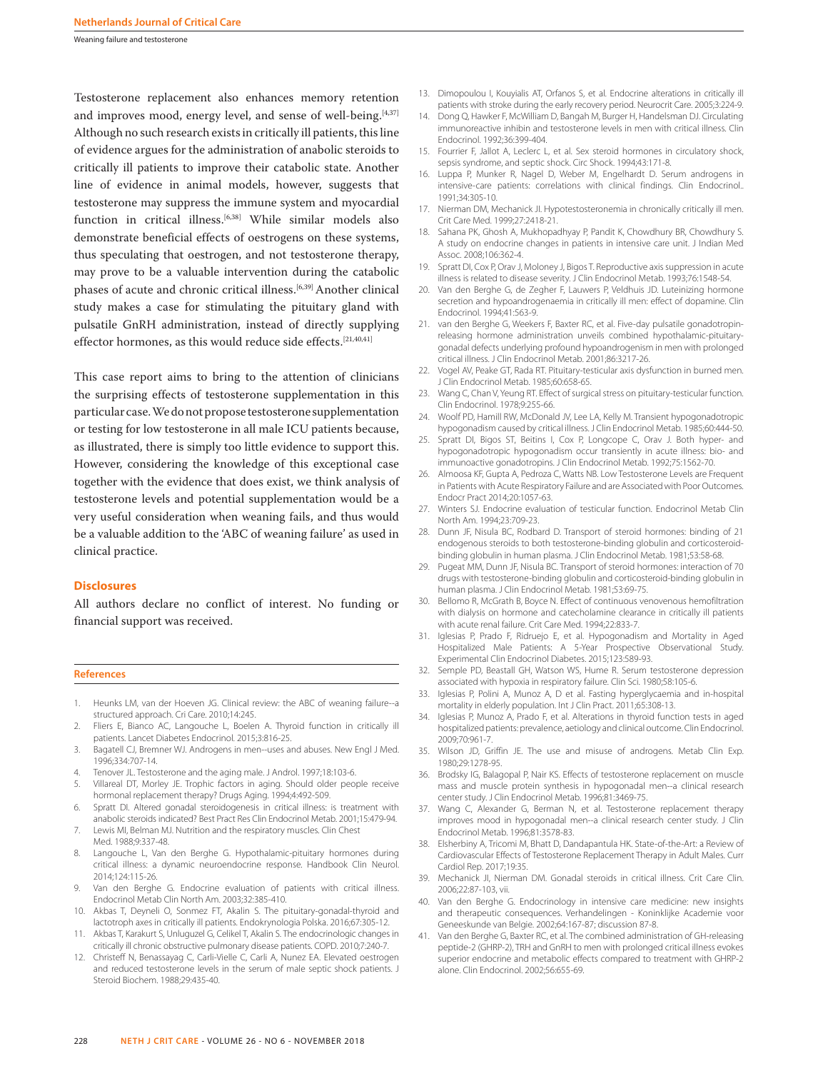Testosterone replacement also enhances memory retention and improves mood, energy level, and sense of well-being.[4,37] Although no such research exists in critically ill patients, this line of evidence argues for the administration of anabolic steroids to critically ill patients to improve their catabolic state. Another line of evidence in animal models, however, suggests that testosterone may suppress the immune system and myocardial function in critical illness.[6,38] While similar models also demonstrate beneficial effects of oestrogens on these systems, thus speculating that oestrogen, and not testosterone therapy, may prove to be a valuable intervention during the catabolic phases of acute and chronic critical illness.[6,39] Another clinical study makes a case for stimulating the pituitary gland with pulsatile GnRH administration, instead of directly supplying effector hormones, as this would reduce side effects.[21,40,41]

This case report aims to bring to the attention of clinicians the surprising effects of testosterone supplementation in this particular case. We do not propose testosterone supplementation or testing for low testosterone in all male ICU patients because, as illustrated, there is simply too little evidence to support this. However, considering the knowledge of this exceptional case together with the evidence that does exist, we think analysis of testosterone levels and potential supplementation would be a very useful consideration when weaning fails, and thus would be a valuable addition to the 'ABC of weaning failure' as used in clinical practice.

### Disclosures

All authors declare no conflict of interest. No funding or financial support was received.

### References

1. Heunks LM, van der Hoeven JG. Clinical review: the ABC of weaning failure--a structured approach. Cri Care. 2010;14:245.
2. Fliers E, Bianco AC, Langouche L, Boelen A. Thyroid function in critically ill patients. Lancet Diabetes Endocrinol. 2015;3:816-25.
3. Bagatell CJ, Bremner WJ. Androgens in men--uses and abuses. New Engl J Med. 1996;334:707-14.
4. Tenover JL. Testosterone and the aging male. J Androl. 1997;18:103-6.
5. Villareal DT, Morley JE. Trophic factors in aging. Should older people receive hormonal replacement therapy? Drugs Aging. 1994;4:492-509.
6. Spratt DI. Altered gonadal steroidogenesis in critical illness: is treatment with anabolic steroids indicated? Best Pract Res Clin Endocrinol Metab. 2001;15:479-94.
7. Lewis MI, Belman MJ. Nutrition and the respiratory muscles. Clin Chest Med. 1988;9:337-48.
8. Langouche L, Van den Berghe G. Hypothalamic-pituitary hormones during critical illness: a dynamic neuroendocrine response. Handbook Clin Neurol. 2014;124:115-26.
9. Van den Berghe G. Endocrine evaluation of patients with critical illness. Endocrinol Metab Clin North Am. 2003;32:385-410.
10. Akbas T, Deyneli O, Sonmez FT, Akalin S. The pituitary-gonadal-thyroid and lactotroph axes in critically ill patients. Endokrynologia Polska. 2016;67:305-12.
11. Akbas T, Karakurt S, Unluguzel G, Celikel T, Akalin S. The endocrinologic changes in critically ill chronic obstructive pulmonary disease patients. COPD. 2010;7:240-7.
12. Christeff N, Benassayag C, Carli-Vielle C, Carli A, Nunez EA. Elevated oestrogen and reduced testosterone levels in the serum of male septic shock patients. J Steroid Biochem. 1988;29:435-40.
13. Dimopoulou I, Kouyialis AT, Orfanos S, et al. Endocrine alterations in critically ill patients with stroke during the early recovery period. Neurocrit Care. 2005;3:224-9.
14. Dong Q, Hawker F, McWilliam D, Bangah M, Burger H, Handelsman DJ. Circulating immunoreactive inhibin and testosterone levels in men with critical illness. Clin Endocrinol. 1992;36:399-404.
15. Fourrier F, Jallot A, Leclerc L, et al. Sex steroid hormones in circulatory shock, sepsis syndrome, and septic shock. Circ Shock. 1994;43:171-8.
16. Luppa P, Munker R, Nagel D, Weber M, Engelhardt D. Serum androgens in intensive-care patients: correlations with clinical findings. Clin Endocrinol.. 1991;34:305-10.
17. Nierman DM, Mechanick JI. Hypotestosteronemia in chronically critically ill men. Crit Care Med. 1999;27:2418-21.
18. Sahana PK, Ghosh A, Mukhopadhyay P, Pandit K, Chowdhury BR, Chowdhury S. A study on endocrine changes in patients in intensive care unit. J Indian Med Assoc. 2008;106:362-4.
19. Spratt DI, Cox P, Orav J, Moloney J, Bigos T. Reproductive axis suppression in acute illness is related to disease severity. J Clin Endocrinol Metab. 1993;76:1548-54.
20. Van den Berghe G, de Zegher F, Lauwers P, Veldhuis JD. Luteinizing hormone secretion and hypoandrogenaemia in critically ill men: effect of dopamine. Clin Endocrinol. 1994;41:563-9.
21. van den Berghe G, Weekers F, Baxter RC, et al. Five-day pulsatile gonadotropin-releasing hormone administration unveils combined hypothalamic-pituitary-gonadal defects underlying profound hypoandrogenism in men with prolonged critical illness. J Clin Endocrinol Metab. 2001;86:3217-26.
22. Vogel AV, Peake GT, Rada RT. Pituitary-testicular axis dysfunction in burned men. J Clin Endocrinol Metab. 1985;60:658-65.
23. Wang C, Chan V, Yeung RT. Effect of surgical stress on pituitary-testicular function. Clin Endocrinol. 1978;9:255-66.
24. Woolf PD, Hamill RW, McDonald JV, Lee LA, Kelly M. Transient hypogonadotropic hypogonadism caused by critical illness. J Clin Endocrinol Metab. 1985;60:444-50.
25. Spratt DI, Bigos ST, Beitins I, Cox P, Longcope C, Orav J. Both hyper- and hypogonadotropic hypogonadism occur transiently in acute illness: bio- and immunoactive gonadotropins. J Clin Endocrinol Metab. 1992;75:1562-70.
26. Almoosa KF, Gupta A, Pedroza C, Watts NB. Low Testosterone Levels are Frequent in Patients with Acute Respiratory Failure and are Associated with Poor Outcomes. Endocr Pract 2014;20:1057-63.
27. Winters SJ. Endocrine evaluation of testicular function. Endocrinol Metab Clin North Am. 1994;23:709-23.
28. Dunn JF, Nisula BC, Rodbard D. Transport of steroid hormones: binding of 21 endogenous steroids to both testosterone-binding globulin and corticosteroid-binding globulin in human plasma. J Clin Endocrinol Metab. 1981;53:58-68.
29. Pugeat MM, Dunn JF, Nisula BC. Transport of steroid hormones: interaction of 70 drugs with testosterone-binding globulin and corticosteroid-binding globulin in human plasma. J Clin Endocrinol Metab. 1981;53:69-75.
30. Bellomo R, McGrath B, Boyce N. Effect of continuous venovenous hemofiltration with dialysis on hormone and catecholamine clearance in critically ill patients with acute renal failure. Crit Care Med. 1994;22:833-7.
31. Iglesias P, Prado F, Ridruejo E, et al. Hypogonadism and Mortality in Aged Hospitalized Male Patients: A 5-Year Prospective Observational Study. Experimental Clin Endocrinol Diabetes. 2015;123:589-93.
32. Semple PD, Beastall GH, Watson WS, Hume R. Serum testosterone depression associated with hypoxia in respiratory failure. Clin Sci. 1980;58:105-6.
33. Iglesias P, Polini A, Munoz A, D et al. Fasting hyperglycaemia and in-hospital mortality in elderly population. Int J Clin Pract. 2011;65:308-13.
34. Iglesias P, Munoz A, Prado F, et al. Alterations in thyroid function tests in aged hospitalized patients: prevalence, aetiology and clinical outcome. Clin Endocrinol. 2009;70:961-7.
35. Wilson JD, Griffin JE. The use and misuse of androgens. Metab Clin Exp. 1980;29:1278-95.
36. Brodsky IG, Balagopal P, Nair KS. Effects of testosterone replacement on muscle mass and muscle protein synthesis in hypogonadal men--a clinical research center study. J Clin Endocrinol Metab. 1996;81:3469-75.
37. Wang C, Alexander G, Berman N, et al. Testosterone replacement therapy improves mood in hypogonadal men--a clinical research center study. J Clin Endocrinol Metab. 1996;81:3578-83.
38. Elsherbiny A, Tricomi M, Bhatt D, Dandapantula HK. State-of-the-Art: a Review of Cardiovascular Effects of Testosterone Replacement Therapy in Adult Males. Curr Cardiol Rep. 2017;19:35.
39. Mechanick JI, Nierman DM. Gonadal steroids in critical illness. Crit Care Clin. 2006;22:87-103, vii.
40. Van den Berghe G. Endocrinology in intensive care medicine: new insights and therapeutic consequences. Verhandelingen - Koninklijke Academie voor Geneeskunde van Belgie. 2002;64:167-87; discussion 87-8.
41. Van den Berghe G, Baxter RC, et al. The combined administration of GH-releasing peptide-2 (GHRP-2), TRH and GnRH to men with prolonged critical illness evokes superior endocrine and metabolic effects compared to treatment with GHRP-2 alone. Clin Endocrinol. 2002;56:655-69.